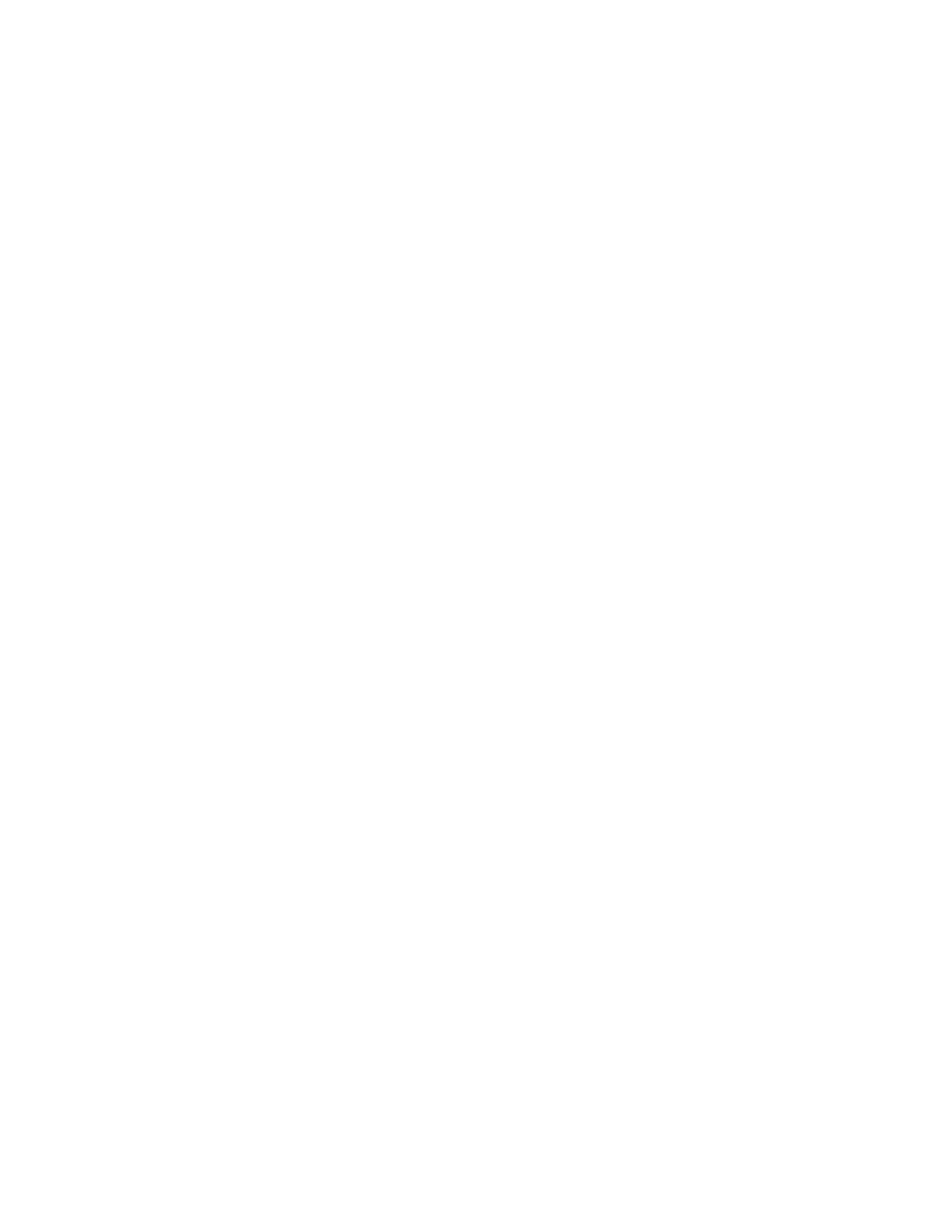## **Youth - Sweepstakes Points 2021/2022 Season Sorted by: EXHIBITOR As of: 2/6/2022 - Gazette**

| Rank Exhibitor / State / # of Shows                            | <b>Number Shown:</b><br><b>Number of Shows:</b> | 7305<br>298<br><b>Points</b> |
|----------------------------------------------------------------|-------------------------------------------------|------------------------------|
|                                                                |                                                 |                              |
| 76 Agans, Mya - MI                                             | 3                                               | 10                           |
| 62 Aton, Patrick - LA                                          | 2                                               | 98                           |
| 14 Brattlie, Hanna - WI                                        | 9                                               | 1964                         |
| 15 Brattlie, Rylee - WI                                        | 9                                               | 1869                         |
| 43 Brown, Jacob - GA                                           | 4<br>5                                          | 227                          |
| 46 Brown, Shaylee - WY                                         | 5                                               | 174<br>115                   |
| 56 Brown, Weston - WY<br>23 Buatte, Morgan - IL                | 11                                              | 820                          |
| 30 Burton, Clarissa - OK                                       | 6                                               | 567                          |
| 18 Campbell, Evangeline - OK                                   | 14                                              | 1137                         |
| 35 Cape, Abigail - OR                                          | 2                                               | 359                          |
| 37 Comp, Alexis - PA                                           | $\mathbf{1}$                                    | 346                          |
| 29 Corgard, Wesley - MN                                        | 5                                               | 600                          |
| 58 Cosenza, Savannah - NJ                                      | 3                                               | 104                          |
| 28 Curley, Eva - NY                                            | 4                                               | 650                          |
| 58 Curley, Eva & Gabriella - NY                                | 2                                               | 104                          |
| 51 Curley, Gabriella - NY                                      | 2                                               | 160                          |
| 52 Dazey, Hannah - TX                                          | 6                                               | 153                          |
| 41 Dill, Lacey - CA                                            | 10                                              | 270                          |
| 8 Feia, Morgan / Trinity & Douglas - MN                        | 17<br>29                                        | 2414<br>660                  |
| 27 Finch, Abigail - TX<br>49 Frost, Parker - CO                | 3                                               | 169                          |
| 73 Frost, Scarlet - CO                                         | 3                                               | 33                           |
| 12 Herring, Lacey - IA                                         | 6                                               | 2058                         |
| 21 Hessou, Marissa - MI                                        | 8                                               | 938                          |
| 64 Holbert, Savannah - WA                                      | 2                                               | 60                           |
| 38 Hooper, Sydney - OH                                         | 3                                               | 292                          |
| 34 Howard, Neva - OK                                           | 8                                               | 369                          |
| 11 Hubbard, Claire - TX                                        | 20                                              | 2128                         |
| 7 Hunter, Abby - MN                                            | 16                                              | 3314                         |
| 67 Hutchison, Gracee - KY                                      | 1                                               | 54                           |
| 45 James, Gibson - MI                                          | 7                                               | 203                          |
| 46 James, Piper - MI                                           | 6                                               | 174                          |
| 72 Jesko, Kinley - TX                                          | $\mathbf{1}$                                    | 34                           |
| 66 Jesko, Nehemiah - TX<br>5 Jones, Russell - TX               | 1<br>25                                         | 56<br>3845                   |
| 69 Kendrick, Colton - MO                                       | $\mathbf{1}$                                    | 45                           |
| 4 King, Lauren - TX                                            | 12                                              | 4811                         |
| 49 Kline, Abigail - IN                                         | 2                                               | 169                          |
| 60 Kline, Brianna - IN                                         | 2                                               | 100                          |
| 10 Knutsen, Cooper - CA                                        | 21                                              | 2141                         |
| 70 Knutsen, Emmett - CA                                        | 6                                               | 40                           |
| 54 Kudrna, Cyndi - SD                                          | 2                                               | 140                          |
| 32 Landsverk, Riley - WI                                       | 6                                               | 482                          |
| 9 Larson, Ethan - CA                                           | 21                                              | 2184                         |
| 48 LaRue, Lelan - TX                                           | 9                                               | 173                          |
| 26 Malcolm, Carter - IN                                        | 14                                              | 718                          |
| 19 Malcolm, Chase - IN                                         | 14                                              | 1098                         |
| 65 Masterson, Hannah - SD                                      | 3                                               | 58                           |
| 75 Masterson, Hunter - SD                                      | 1<br>2                                          | 19                           |
| 77 McBeth, Kaitlyn - IA<br>57 McDonough, Madelynne & Lexi - GA | 1                                               | 8<br>105                     |
| 77 Miller, Kylie - MO                                          | 1                                               | 8                            |
| 60 Moore, Lilly - OH                                           | 2                                               | 100                          |
| 24 Neely, Dylan - OK                                           | 8                                               | 811                          |
| 13 Neighbours, Sky - WI                                        | 19                                              | 2034                         |
| 6 Nelson, Easton - MI                                          | 23                                              | 3689                         |
| 39 Nelson, Kendyl - MI                                         | 7                                               | 285                          |
| 3 Paulsey, Reisa - CA                                          | 18                                              | 4906                         |
| 22 Plaetz, Henry - MN                                          | 8                                               | 828                          |